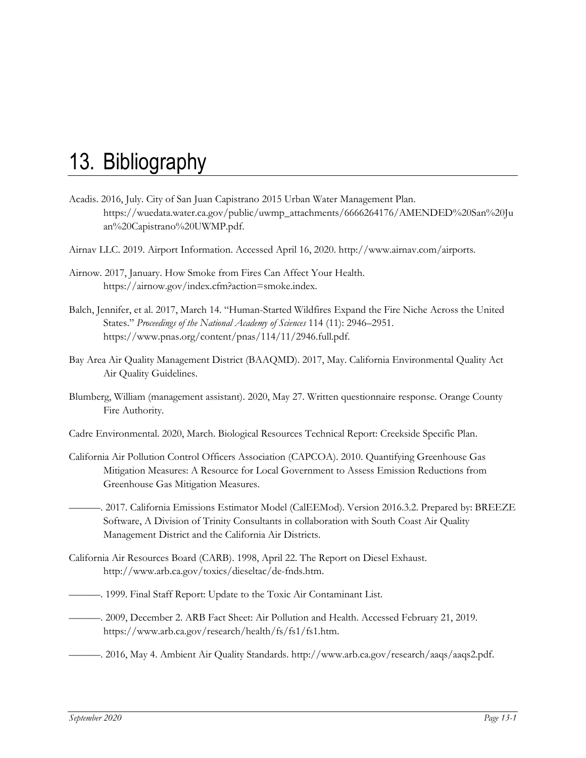# 13. Bibliography

Acadis. 2016, July. City of San Juan Capistrano 2015 Urban Water Management Plan. https://wuedata.water.ca.gov/public/uwmp_attachments/6666264176/AMENDED%20San%20Juan%20Capistrano%20UWMP.pdf.

Airnav LLC. 2019. Airport Information. Accessed April 16, 2020. http://www.airnav.com/airports.

Airnow. 2017, January. How Smoke from Fires Can Affect Your Health. https://airnow.gov/index.cfm?action=smoke.index.

Balch, Jennifer, et al. 2017, March 14. "Human-Started Wildfires Expand the Fire Niche Across the United States." *Proceedings of the National Academy of Sciences* 114 (11): 2946–2951. https://www.pnas.org/content/pnas/114/11/2946.full.pdf.

Bay Area Air Quality Management District (BAAQMD). 2017, May. California Environmental Quality Act Air Quality Guidelines.

Blumberg, William (management assistant). 2020, May 27. Written questionnaire response. Orange County Fire Authority.

Cadre Environmental. 2020, March. Biological Resources Technical Report: Creekside Specific Plan.

California Air Pollution Control Officers Association (CAPCOA). 2010. Quantifying Greenhouse Gas Mitigation Measures: A Resource for Local Government to Assess Emission Reductions from Greenhouse Gas Mitigation Measures.

———. 2017. California Emissions Estimator Model (CalEEMod). Version 2016.3.2. Prepared by: BREEZE Software, A Division of Trinity Consultants in collaboration with South Coast Air Quality Management District and the California Air Districts.

California Air Resources Board (CARB). 1998, April 22. The Report on Diesel Exhaust. http://www.arb.ca.gov/toxics/dieseltac/de-fnds.htm.

———. 1999. Final Staff Report: Update to the Toxic Air Contaminant List.

———. 2009, December 2. ARB Fact Sheet: Air Pollution and Health. Accessed February 21, 2019. https://www.arb.ca.gov/research/health/fs/fs1/fs1.htm.

———. 2016, May 4. Ambient Air Quality Standards. http://www.arb.ca.gov/research/aaqs/aaqs2.pdf.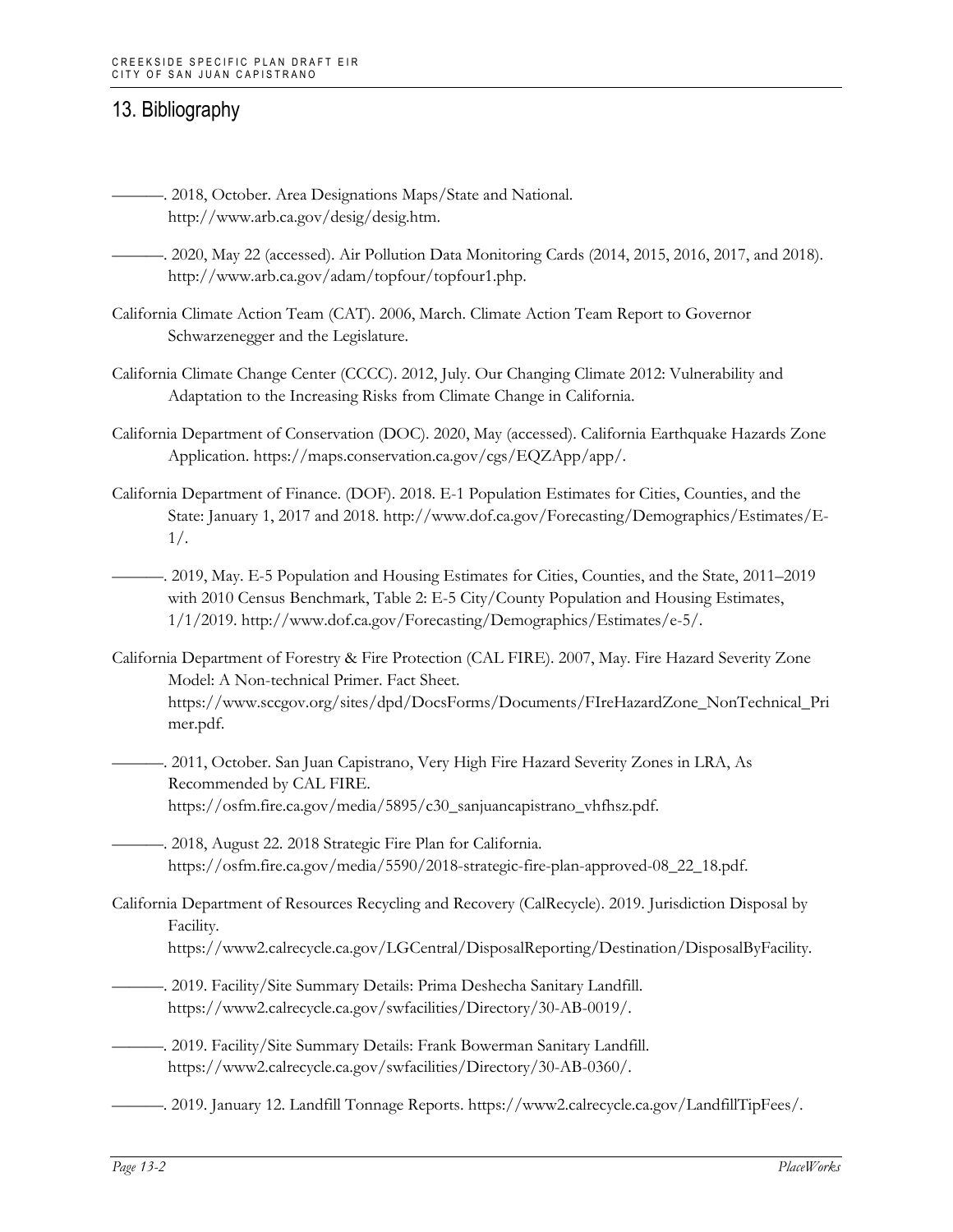# 13. Bibliography

———. 2018, October. Area Designations Maps/State and National. http://www.arb.ca.gov/desig/desig.htm.

———. 2020, May 22 (accessed). Air Pollution Data Monitoring Cards (2014, 2015, 2016, 2017, and 2018). http://www.arb.ca.gov/adam/topfour/topfour1.php.

California Climate Action Team (CAT). 2006, March. Climate Action Team Report to Governor Schwarzenegger and the Legislature.

California Climate Change Center (CCCC). 2012, July. Our Changing Climate 2012: Vulnerability and Adaptation to the Increasing Risks from Climate Change in California.

California Department of Conservation (DOC). 2020, May (accessed). California Earthquake Hazards Zone Application. https://maps.conservation.ca.gov/cgs/EQZApp/app/.

California Department of Finance. (DOF). 2018. E-1 Population Estimates for Cities, Counties, and the State: January 1, 2017 and 2018. http://www.dof.ca.gov/Forecasting/Demographics/Estimates/E-1/.

———. 2019, May. E-5 Population and Housing Estimates for Cities, Counties, and the State, 2011–2019 with 2010 Census Benchmark, Table 2: E-5 City/County Population and Housing Estimates, 1/1/2019. http://www.dof.ca.gov/Forecasting/Demographics/Estimates/e-5/.

California Department of Forestry & Fire Protection (CAL FIRE). 2007, May. Fire Hazard Severity Zone Model: A Non-technical Primer. Fact Sheet. https://www.sccgov.org/sites/dpd/DocsForms/Documents/FIreHazardZone_NonTechnical_Primer.pdf.

———. 2011, October. San Juan Capistrano, Very High Fire Hazard Severity Zones in LRA, As Recommended by CAL FIRE. https://osfm.fire.ca.gov/media/5895/c30_sanjuancapistrano_vhfhsz.pdf.

———. 2018, August 22. 2018 Strategic Fire Plan for California. https://osfm.fire.ca.gov/media/5590/2018-strategic-fire-plan-approved-08_22_18.pdf.

California Department of Resources Recycling and Recovery (CalRecycle). 2019. Jurisdiction Disposal by Facility. https://www2.calrecycle.ca.gov/LGCentral/DisposalReporting/Destination/DisposalByFacility.

———. 2019. Facility/Site Summary Details: Prima Deshecha Sanitary Landfill. https://www2.calrecycle.ca.gov/swfacilities/Directory/30-AB-0019/.

———. 2019. Facility/Site Summary Details: Frank Bowerman Sanitary Landfill. https://www2.calrecycle.ca.gov/swfacilities/Directory/30-AB-0360/.

———. 2019. January 12. Landfill Tonnage Reports. https://www2.calrecycle.ca.gov/LandfillTipFees/.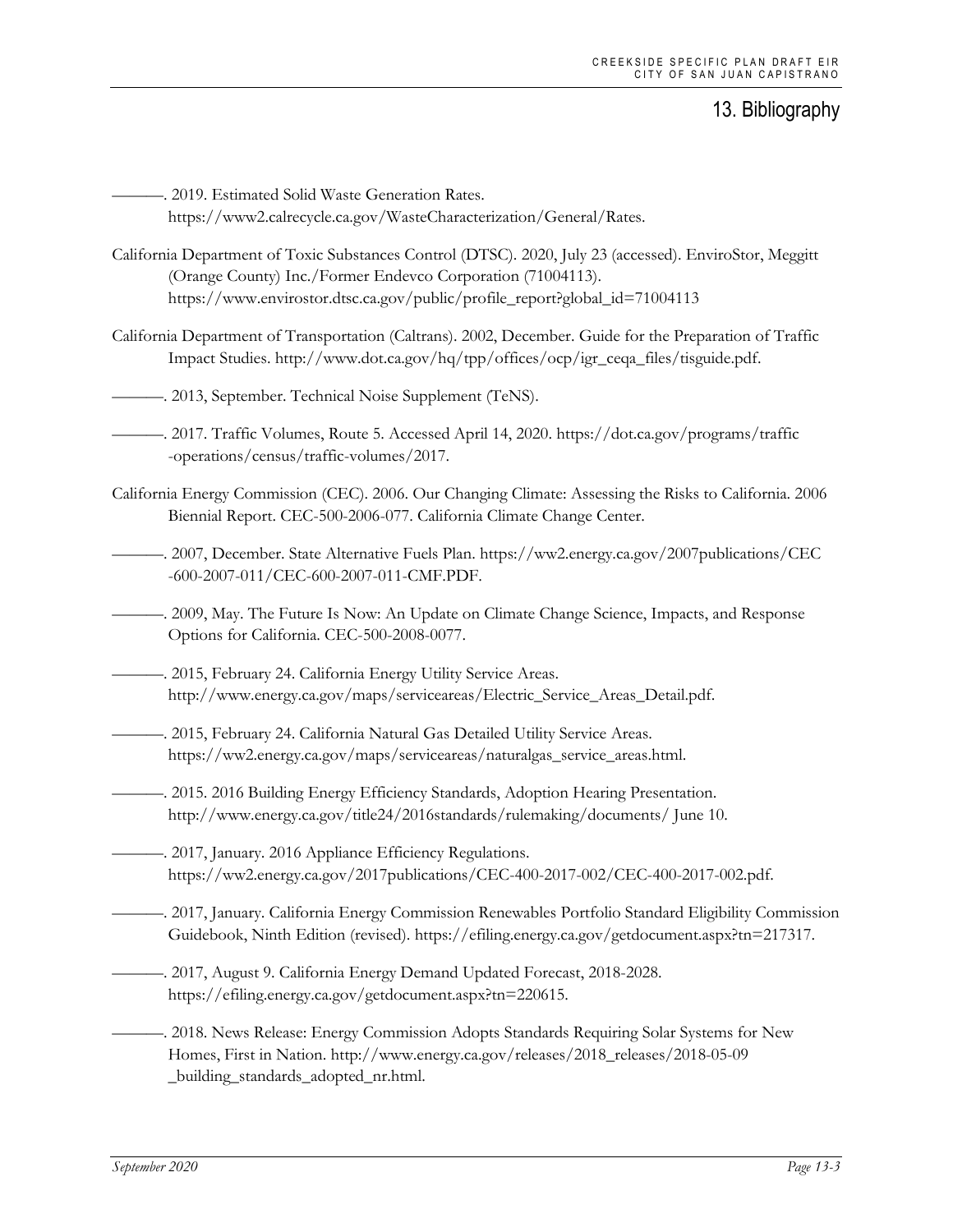———. 2019. Estimated Solid Waste Generation Rates. https://www2.calrecycle.ca.gov/WasteCharacterization/General/Rates.

California Department of Toxic Substances Control (DTSC). 2020, July 23 (accessed). EnviroStor, Meggitt (Orange County) Inc./Former Endevco Corporation (71004113). https://www.envirostor.dtsc.ca.gov/public/profile_report?global_id=71004113

California Department of Transportation (Caltrans). 2002, December. Guide for the Preparation of Traffic Impact Studies. http://www.dot.ca.gov/hq/tpp/offices/ocp/igr_ceqa_files/tisguide.pdf.

———. 2013, September. Technical Noise Supplement (TeNS).

———. 2017. Traffic Volumes, Route 5. Accessed April 14, 2020. https://dot.ca.gov/programs/traffic-operations/census/traffic-volumes/2017.

California Energy Commission (CEC). 2006. Our Changing Climate: Assessing the Risks to California. 2006 Biennial Report. CEC-500-2006-077. California Climate Change Center.

———. 2007, December. State Alternative Fuels Plan. https://ww2.energy.ca.gov/2007publications/CEC-600-2007-011/CEC-600-2007-011-CMF.PDF.

———. 2009, May. The Future Is Now: An Update on Climate Change Science, Impacts, and Response Options for California. CEC-500-2008-0077.

———. 2015, February 24. California Energy Utility Service Areas. http://www.energy.ca.gov/maps/serviceareas/Electric_Service_Areas_Detail.pdf.

———. 2015, February 24. California Natural Gas Detailed Utility Service Areas. https://ww2.energy.ca.gov/maps/serviceareas/naturalgas_service_areas.html.

———. 2015. 2016 Building Energy Efficiency Standards, Adoption Hearing Presentation. http://www.energy.ca.gov/title24/2016standards/rulemaking/documents/ June 10.

———. 2017, January. 2016 Appliance Efficiency Regulations. https://ww2.energy.ca.gov/2017publications/CEC-400-2017-002/CEC-400-2017-002.pdf.

———. 2017, January. California Energy Commission Renewables Portfolio Standard Eligibility Commission Guidebook, Ninth Edition (revised). https://efiling.energy.ca.gov/getdocument.aspx?tn=217317.

———. 2017, August 9. California Energy Demand Updated Forecast, 2018-2028. https://efiling.energy.ca.gov/getdocument.aspx?tn=220615.

———. 2018. News Release: Energy Commission Adopts Standards Requiring Solar Systems for New Homes, First in Nation. http://www.energy.ca.gov/releases/2018_releases/2018-05-09_building_standards_adopted_nr.html.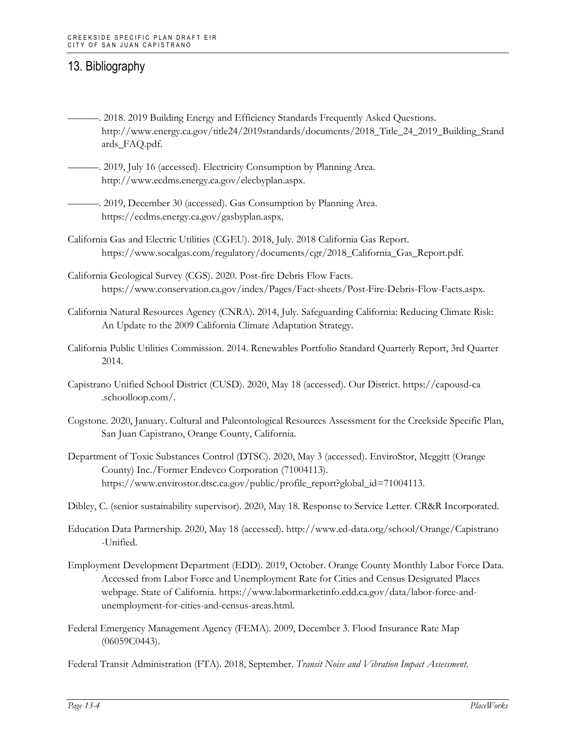## 13. Bibliography

———. 2018. 2019 Building Energy and Efficiency Standards Frequently Asked Questions. http://www.energy.ca.gov/title24/2019standards/documents/2018_Title_24_2019_Building_Standards_FAQ.pdf.

———. 2019, July 16 (accessed). Electricity Consumption by Planning Area. http://www.ecdms.energy.ca.gov/elecbyplan.aspx.

———. 2019, December 30 (accessed). Gas Consumption by Planning Area. https://ecdms.energy.ca.gov/gasbyplan.aspx.

California Gas and Electric Utilities (CGEU). 2018, July. 2018 California Gas Report. https://www.socalgas.com/regulatory/documents/cgr/2018_California_Gas_Report.pdf.

California Geological Survey (CGS). 2020. Post-fire Debris Flow Facts. https://www.conservation.ca.gov/index/Pages/Fact-sheets/Post-Fire-Debris-Flow-Facts.aspx.

California Natural Resources Agency (CNRA). 2014, July. Safeguarding California: Reducing Climate Risk: An Update to the 2009 California Climate Adaptation Strategy.

California Public Utilities Commission. 2014. Renewables Portfolio Standard Quarterly Report, 3rd Quarter 2014.

Capistrano Unified School District (CUSD). 2020, May 18 (accessed). Our District. https://capousd-ca.schoolloop.com/.

Cogstone. 2020, January. Cultural and Paleontological Resources Assessment for the Creekside Specific Plan, San Juan Capistrano, Orange County, California.

Department of Toxic Substances Control (DTSC). 2020, May 3 (accessed). EnviroStor, Meggitt (Orange County) Inc./Former Endevco Corporation (71004113). https://www.envirostor.dtsc.ca.gov/public/profile_report?global_id=71004113.

Dibley, C. (senior sustainability supervisor). 2020, May 18. Response to Service Letter. CR&R Incorporated.

Education Data Partnership. 2020, May 18 (accessed). http://www.ed-data.org/school/Orange/Capistrano-Unified.

Employment Development Department (EDD). 2019, October. Orange County Monthly Labor Force Data. Accessed from Labor Force and Unemployment Rate for Cities and Census Designated Places webpage. State of California. https://www.labormarketinfo.edd.ca.gov/data/labor-force-and-unemployment-for-cities-and-census-areas.html.

Federal Emergency Management Agency (FEMA). 2009, December 3. Flood Insurance Rate Map (06059C0443).

Federal Transit Administration (FTA). 2018, September. *Transit Noise and Vibration Impact Assessment*.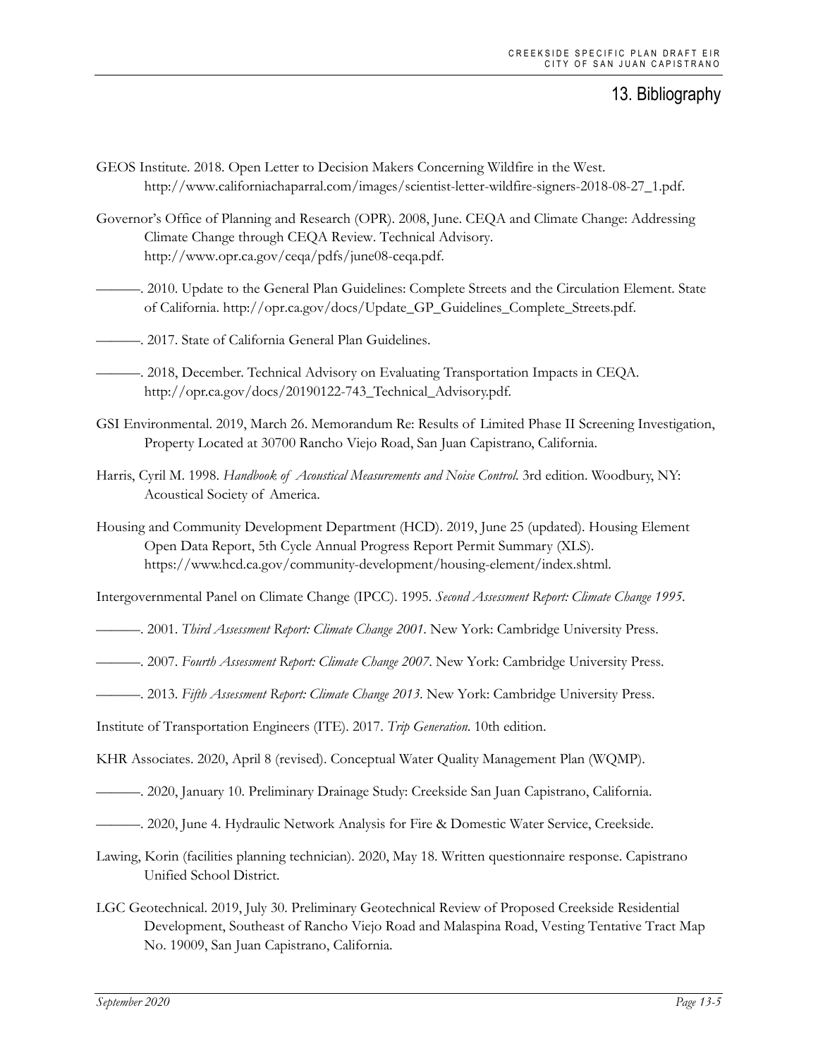# 13. Bibliography

GEOS Institute. 2018. Open Letter to Decision Makers Concerning Wildfire in the West. http://www.californiachaparral.com/images/scientist-letter-wildfire-signers-2018-08-27_1.pdf.

Governor's Office of Planning and Research (OPR). 2008, June. CEQA and Climate Change: Addressing Climate Change through CEQA Review. Technical Advisory. http://www.opr.ca.gov/ceqa/pdfs/june08-ceqa.pdf.

———. 2010. Update to the General Plan Guidelines: Complete Streets and the Circulation Element. State of California. http://opr.ca.gov/docs/Update_GP_Guidelines_Complete_Streets.pdf.

———. 2017. State of California General Plan Guidelines.

———. 2018, December. Technical Advisory on Evaluating Transportation Impacts in CEQA. http://opr.ca.gov/docs/20190122-743_Technical_Advisory.pdf.

GSI Environmental. 2019, March 26. Memorandum Re: Results of Limited Phase II Screening Investigation, Property Located at 30700 Rancho Viejo Road, San Juan Capistrano, California.

Harris, Cyril M. 1998. *Handbook of Acoustical Measurements and Noise Control.* 3rd edition. Woodbury, NY: Acoustical Society of America.

Housing and Community Development Department (HCD). 2019, June 25 (updated). Housing Element Open Data Report, 5th Cycle Annual Progress Report Permit Summary (XLS). https://www.hcd.ca.gov/community-development/housing-element/index.shtml.

Intergovernmental Panel on Climate Change (IPCC). 1995. *Second Assessment Report: Climate Change 1995.*

———. 2001. *Third Assessment Report: Climate Change 2001.* New York: Cambridge University Press.

———. 2007. *Fourth Assessment Report: Climate Change 2007.* New York: Cambridge University Press.

———. 2013. *Fifth Assessment Report: Climate Change 2013.* New York: Cambridge University Press.

Institute of Transportation Engineers (ITE). 2017. *Trip Generation.* 10th edition.

KHR Associates. 2020, April 8 (revised). Conceptual Water Quality Management Plan (WQMP).

———. 2020, January 10. Preliminary Drainage Study: Creekside San Juan Capistrano, California.

———. 2020, June 4. Hydraulic Network Analysis for Fire & Domestic Water Service, Creekside.

Lawing, Korin (facilities planning technician). 2020, May 18. Written questionnaire response. Capistrano Unified School District.

LGC Geotechnical. 2019, July 30. Preliminary Geotechnical Review of Proposed Creekside Residential Development, Southeast of Rancho Viejo Road and Malaspina Road, Vesting Tentative Tract Map No. 19009, San Juan Capistrano, California.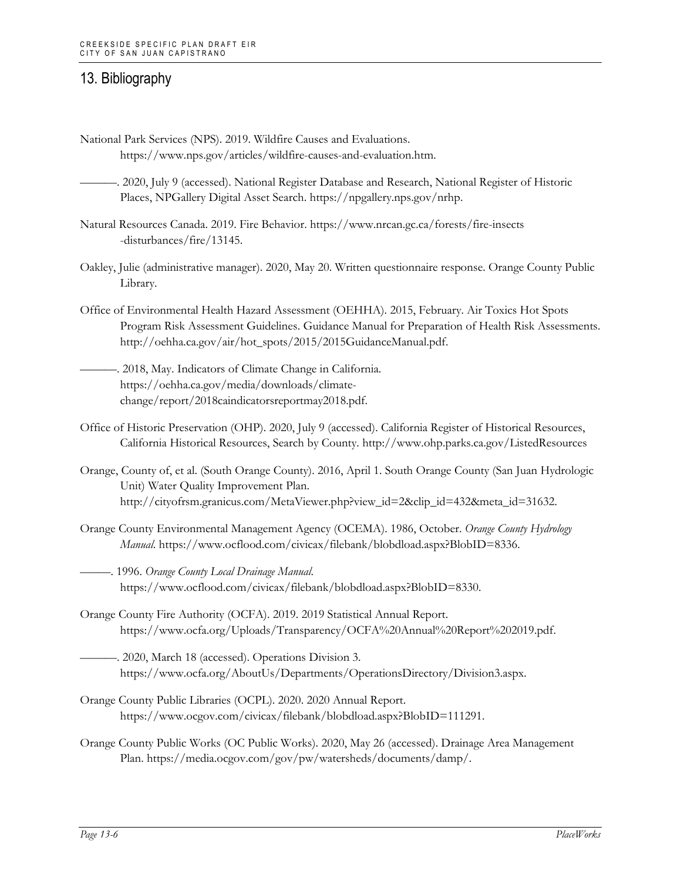## 13. Bibliography

National Park Services (NPS). 2019. Wildfire Causes and Evaluations. https://www.nps.gov/articles/wildfire-causes-and-evaluation.htm.

———. 2020, July 9 (accessed). National Register Database and Research, National Register of Historic Places, NPGallery Digital Asset Search. https://npgallery.nps.gov/nrhp.

Natural Resources Canada. 2019. Fire Behavior. https://www.nrcan.gc.ca/forests/fire-insects-disturbances/fire/13145.

Oakley, Julie (administrative manager). 2020, May 20. Written questionnaire response. Orange County Public Library.

Office of Environmental Health Hazard Assessment (OEHHA). 2015, February. Air Toxics Hot Spots Program Risk Assessment Guidelines. Guidance Manual for Preparation of Health Risk Assessments. http://oehha.ca.gov/air/hot_spots/2015/2015GuidanceManual.pdf.

———. 2018, May. Indicators of Climate Change in California. https://oehha.ca.gov/media/downloads/climate-change/report/2018caindicatorsreportmay2018.pdf.

Office of Historic Preservation (OHP). 2020, July 9 (accessed). California Register of Historical Resources, California Historical Resources, Search by County. http://www.ohp.parks.ca.gov/ListedResources

Orange, County of, et al. (South Orange County). 2016, April 1. South Orange County (San Juan Hydrologic Unit) Water Quality Improvement Plan. http://cityofrsm.granicus.com/MetaViewer.php?view_id=2&clip_id=432&meta_id=31632.

Orange County Environmental Management Agency (OCEMA). 1986, October. *Orange County Hydrology Manual*. https://www.ocflood.com/civicax/filebank/blobdload.aspx?BlobID=8336.

———. 1996. *Orange County Local Drainage Manual*. https://www.ocflood.com/civicax/filebank/blobdload.aspx?BlobID=8330.

Orange County Fire Authority (OCFA). 2019. 2019 Statistical Annual Report. https://www.ocfa.org/Uploads/Transparency/OCFA%20Annual%20Report%202019.pdf.

———. 2020, March 18 (accessed). Operations Division 3. https://www.ocfa.org/AboutUs/Departments/OperationsDirectory/Division3.aspx.

Orange County Public Libraries (OCPL). 2020. 2020 Annual Report. https://www.ocgov.com/civicax/filebank/blobdload.aspx?BlobID=111291.

Orange County Public Works (OC Public Works). 2020, May 26 (accessed). Drainage Area Management Plan. https://media.ocgov.com/gov/pw/watersheds/documents/damp/.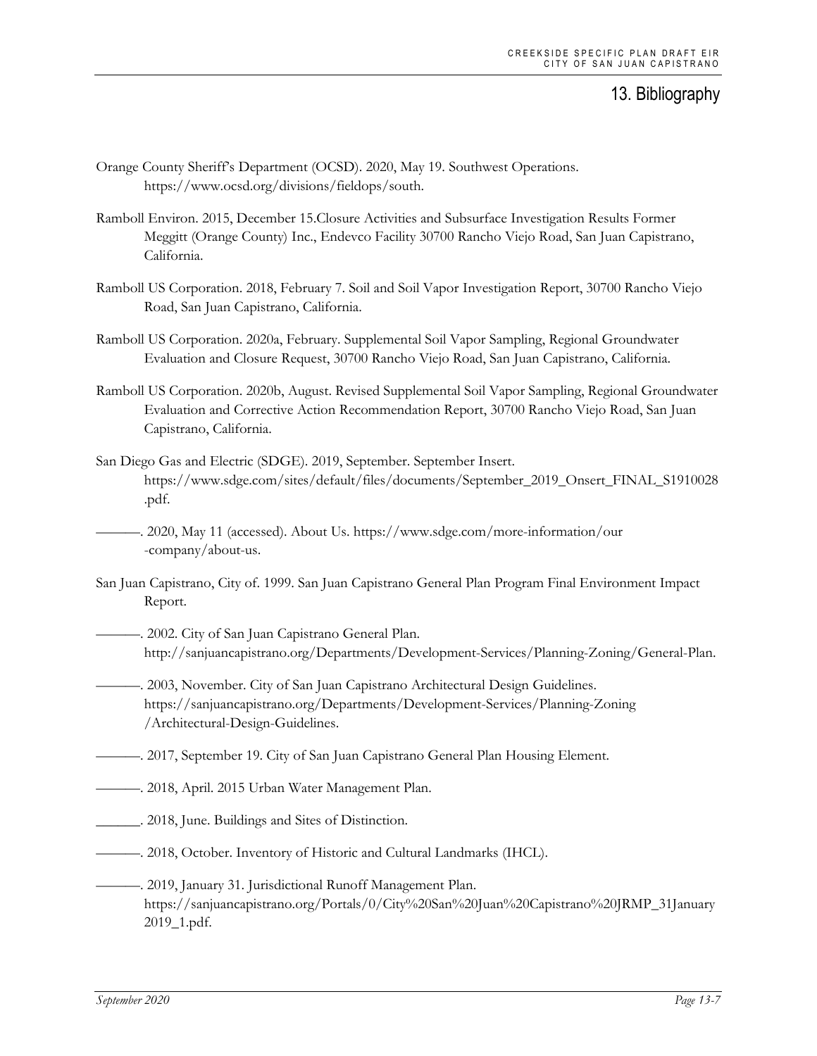# 13. Bibliography

Orange County Sheriff's Department (OCSD). 2020, May 19. Southwest Operations. https://www.ocsd.org/divisions/fieldops/south.

Ramboll Environ. 2015, December 15.Closure Activities and Subsurface Investigation Results Former Meggitt (Orange County) Inc., Endevco Facility 30700 Rancho Viejo Road, San Juan Capistrano, California.

Ramboll US Corporation. 2018, February 7. Soil and Soil Vapor Investigation Report, 30700 Rancho Viejo Road, San Juan Capistrano, California.

Ramboll US Corporation. 2020a, February. Supplemental Soil Vapor Sampling, Regional Groundwater Evaluation and Closure Request, 30700 Rancho Viejo Road, San Juan Capistrano, California.

Ramboll US Corporation. 2020b, August. Revised Supplemental Soil Vapor Sampling, Regional Groundwater Evaluation and Corrective Action Recommendation Report, 30700 Rancho Viejo Road, San Juan Capistrano, California.

San Diego Gas and Electric (SDGE). 2019, September. September Insert. https://www.sdge.com/sites/default/files/documents/September_2019_Onsert_FINAL_S1910028.pdf.

———. 2020, May 11 (accessed). About Us. https://www.sdge.com/more-information/our-company/about-us.

San Juan Capistrano, City of. 1999. San Juan Capistrano General Plan Program Final Environment Impact Report.

———. 2002. City of San Juan Capistrano General Plan. http://sanjuancapistrano.org/Departments/Development-Services/Planning-Zoning/General-Plan.

———. 2003, November. City of San Juan Capistrano Architectural Design Guidelines. https://sanjuancapistrano.org/Departments/Development-Services/Planning-Zoning/Architectural-Design-Guidelines.

———. 2017, September 19. City of San Juan Capistrano General Plan Housing Element.

———. 2018, April. 2015 Urban Water Management Plan.

______. 2018, June. Buildings and Sites of Distinction.

———. 2018, October. Inventory of Historic and Cultural Landmarks (IHCL).

———. 2019, January 31. Jurisdictional Runoff Management Plan. https://sanjuancapistrano.org/Portals/0/City%20San%20Juan%20Capistrano%20JRMP_31January2019_1.pdf.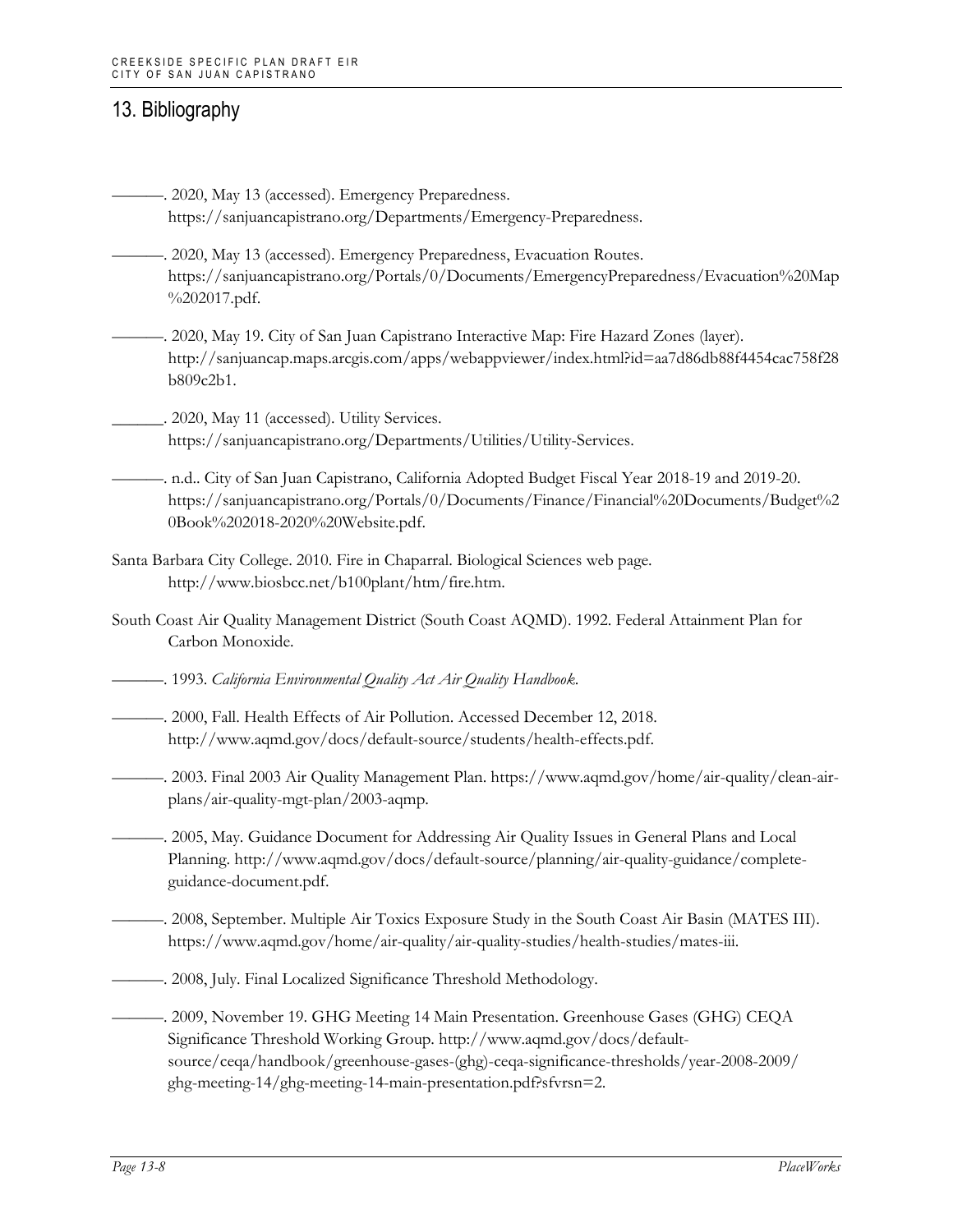# 13. Bibliography

———. 2020, May 13 (accessed). Emergency Preparedness. https://sanjuancapistrano.org/Departments/Emergency-Preparedness.

———. 2020, May 13 (accessed). Emergency Preparedness, Evacuation Routes. https://sanjuancapistrano.org/Portals/0/Documents/EmergencyPreparedness/Evacuation%20Map%202017.pdf.

———. 2020, May 19. City of San Juan Capistrano Interactive Map: Fire Hazard Zones (layer). http://sanjuancap.maps.arcgis.com/apps/webappviewer/index.html?id=aa7d86db88f4454cac758f28b809c2b1.

______. 2020, May 11 (accessed). Utility Services. https://sanjuancapistrano.org/Departments/Utilities/Utility-Services.

———. n.d.. City of San Juan Capistrano, California Adopted Budget Fiscal Year 2018-19 and 2019-20. https://sanjuancapistrano.org/Portals/0/Documents/Finance/Financial%20Documents/Budget%20Book%202018-2020%20Website.pdf.

Santa Barbara City College. 2010. Fire in Chaparral. Biological Sciences web page. http://www.biosbcc.net/b100plant/htm/fire.htm.

South Coast Air Quality Management District (South Coast AQMD). 1992. Federal Attainment Plan for Carbon Monoxide.

———. 1993. *California Environmental Quality Act Air Quality Handbook*.

———. 2000, Fall. Health Effects of Air Pollution. Accessed December 12, 2018. http://www.aqmd.gov/docs/default-source/students/health-effects.pdf.

———. 2003. Final 2003 Air Quality Management Plan. https://www.aqmd.gov/home/air-quality/clean-air-plans/air-quality-mgt-plan/2003-aqmp.

———. 2005, May. Guidance Document for Addressing Air Quality Issues in General Plans and Local Planning. http://www.aqmd.gov/docs/default-source/planning/air-quality-guidance/complete-guidance-document.pdf.

———. 2008, September. Multiple Air Toxics Exposure Study in the South Coast Air Basin (MATES III). https://www.aqmd.gov/home/air-quality/air-quality-studies/health-studies/mates-iii.

———. 2008, July. Final Localized Significance Threshold Methodology.

———. 2009, November 19. GHG Meeting 14 Main Presentation. Greenhouse Gases (GHG) CEQA Significance Threshold Working Group. http://www.aqmd.gov/docs/default-source/ceqa/handbook/greenhouse-gases-(ghg)-ceqa-significance-thresholds/year-2008-2009/ghg-meeting-14/ghg-meeting-14-main-presentation.pdf?sfvrsn=2.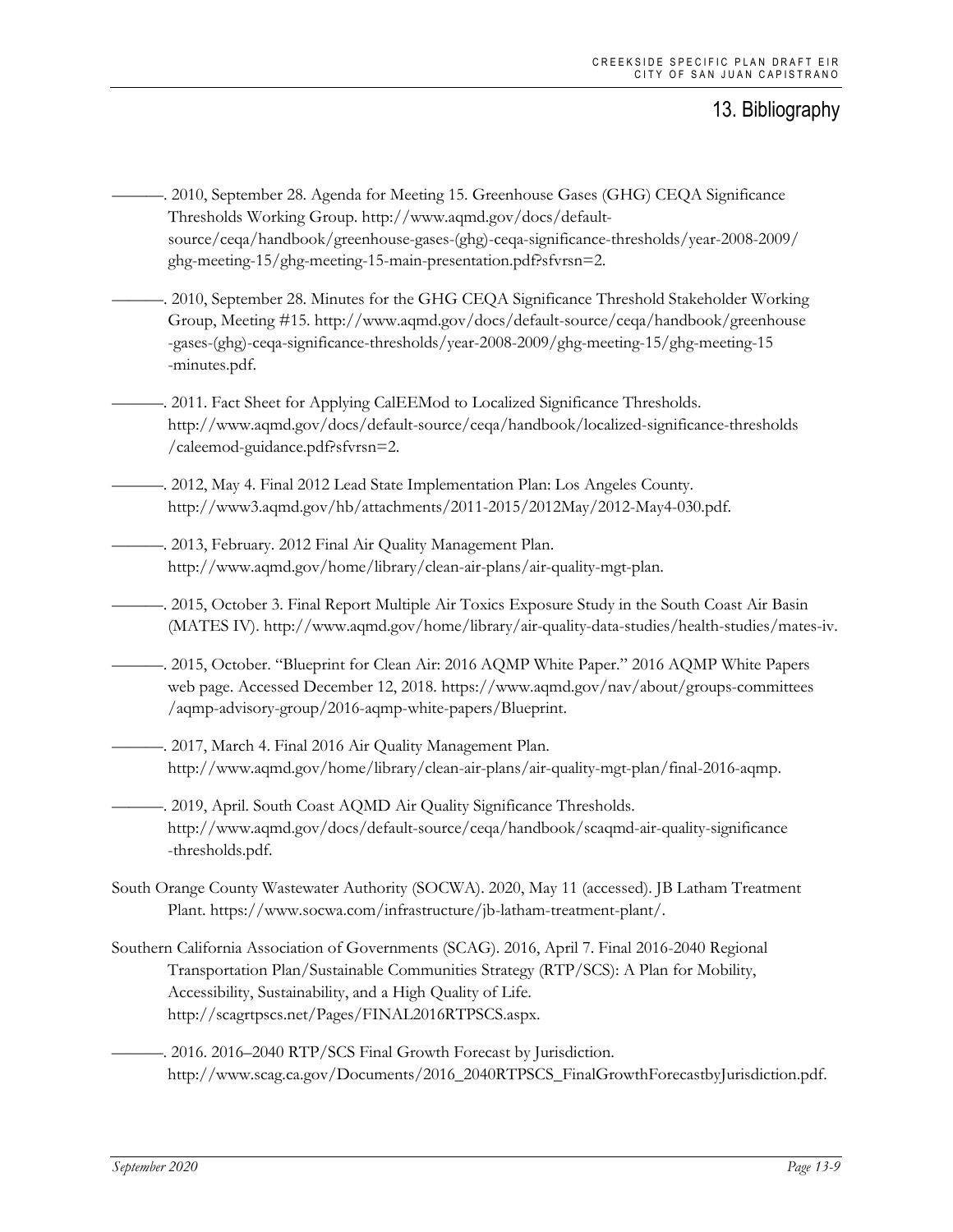## 13. Bibliography

———. 2010, September 28. Agenda for Meeting 15. Greenhouse Gases (GHG) CEQA Significance Thresholds Working Group. http://www.aqmd.gov/docs/default-source/ceqa/handbook/greenhouse-gases-(ghg)-ceqa-significance-thresholds/year-2008-2009/ghg-meeting-15/ghg-meeting-15-main-presentation.pdf?sfvrsn=2.

———. 2010, September 28. Minutes for the GHG CEQA Significance Threshold Stakeholder Working Group, Meeting #15. http://www.aqmd.gov/docs/default-source/ceqa/handbook/greenhouse-gases-(ghg)-ceqa-significance-thresholds/year-2008-2009/ghg-meeting-15/ghg-meeting-15-minutes.pdf.

———. 2011. Fact Sheet for Applying CalEEMod to Localized Significance Thresholds. http://www.aqmd.gov/docs/default-source/ceqa/handbook/localized-significance-thresholds/caleemod-guidance.pdf?sfvrsn=2.

———. 2012, May 4. Final 2012 Lead State Implementation Plan: Los Angeles County. http://www3.aqmd.gov/hb/attachments/2011-2015/2012May/2012-May4-030.pdf.

———. 2013, February. 2012 Final Air Quality Management Plan. http://www.aqmd.gov/home/library/clean-air-plans/air-quality-mgt-plan.

———. 2015, October 3. Final Report Multiple Air Toxics Exposure Study in the South Coast Air Basin (MATES IV). http://www.aqmd.gov/home/library/air-quality-data-studies/health-studies/mates-iv.

———. 2015, October. "Blueprint for Clean Air: 2016 AQMP White Paper." 2016 AQMP White Papers web page. Accessed December 12, 2018. https://www.aqmd.gov/nav/about/groups-committees/aqmp-advisory-group/2016-aqmp-white-papers/Blueprint.

———. 2017, March 4. Final 2016 Air Quality Management Plan. http://www.aqmd.gov/home/library/clean-air-plans/air-quality-mgt-plan/final-2016-aqmp.

———. 2019, April. South Coast AQMD Air Quality Significance Thresholds. http://www.aqmd.gov/docs/default-source/ceqa/handbook/scaqmd-air-quality-significance-thresholds.pdf.

South Orange County Wastewater Authority (SOCWA). 2020, May 11 (accessed). JB Latham Treatment Plant. https://www.socwa.com/infrastructure/jb-latham-treatment-plant/.

Southern California Association of Governments (SCAG). 2016, April 7. Final 2016-2040 Regional Transportation Plan/Sustainable Communities Strategy (RTP/SCS): A Plan for Mobility, Accessibility, Sustainability, and a High Quality of Life. http://scagrtpscs.net/Pages/FINAL2016RTPSCS.aspx.

———. 2016. 2016–2040 RTP/SCS Final Growth Forecast by Jurisdiction. http://www.scag.ca.gov/Documents/2016_2040RTPSCS_FinalGrowthForecastbyJurisdiction.pdf.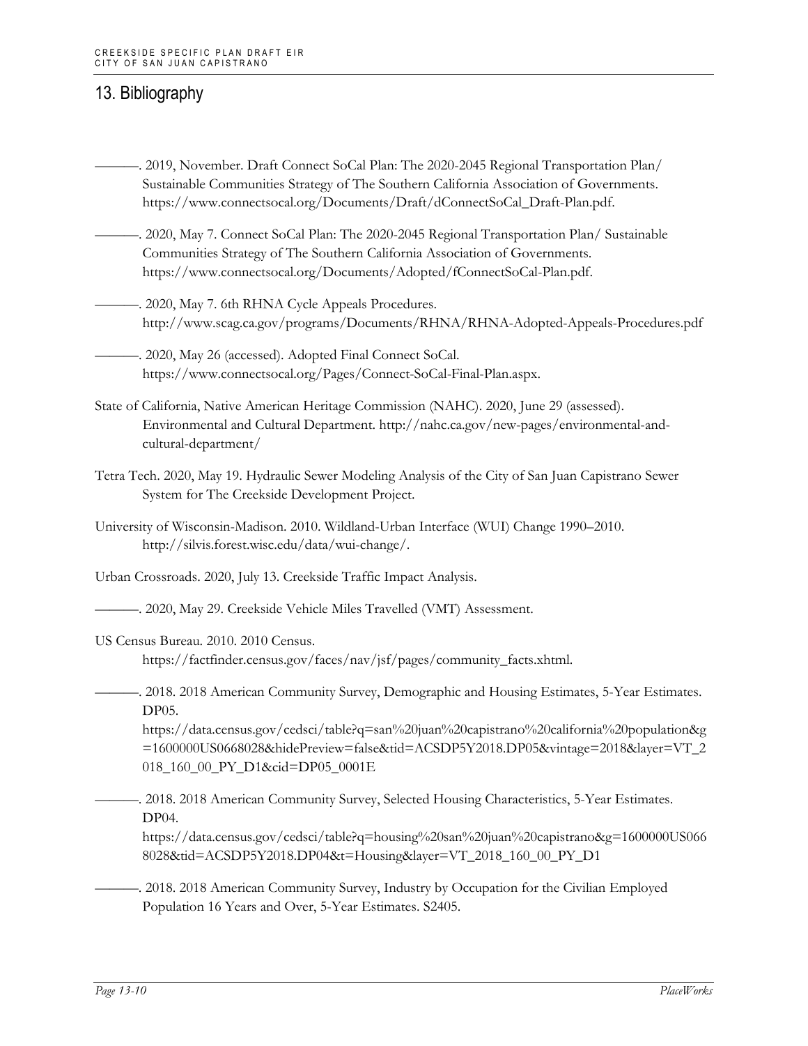## 13. Bibliography

———. 2019, November. Draft Connect SoCal Plan: The 2020-2045 Regional Transportation Plan/ Sustainable Communities Strategy of The Southern California Association of Governments. https://www.connectsocal.org/Documents/Draft/dConnectSoCal_Draft-Plan.pdf.

———. 2020, May 7. Connect SoCal Plan: The 2020-2045 Regional Transportation Plan/ Sustainable Communities Strategy of The Southern California Association of Governments. https://www.connectsocal.org/Documents/Adopted/fConnectSoCal-Plan.pdf.

———. 2020, May 7. 6th RHNA Cycle Appeals Procedures. http://www.scag.ca.gov/programs/Documents/RHNA/RHNA-Adopted-Appeals-Procedures.pdf

———. 2020, May 26 (accessed). Adopted Final Connect SoCal. https://www.connectsocal.org/Pages/Connect-SoCal-Final-Plan.aspx.

State of California, Native American Heritage Commission (NAHC). 2020, June 29 (assessed). Environmental and Cultural Department. http://nahc.ca.gov/new-pages/environmental-and-cultural-department/

Tetra Tech. 2020, May 19. Hydraulic Sewer Modeling Analysis of the City of San Juan Capistrano Sewer System for The Creekside Development Project.

University of Wisconsin-Madison. 2010. Wildland-Urban Interface (WUI) Change 1990–2010. http://silvis.forest.wisc.edu/data/wui-change/.

Urban Crossroads. 2020, July 13. Creekside Traffic Impact Analysis.

———. 2020, May 29. Creekside Vehicle Miles Travelled (VMT) Assessment.

US Census Bureau. 2010. 2010 Census. https://factfinder.census.gov/faces/nav/jsf/pages/community_facts.xhtml.

———. 2018. 2018 American Community Survey, Demographic and Housing Estimates, 5-Year Estimates. DP05. https://data.census.gov/cedsci/table?q=san%20juan%20capistrano%20california%20population&g=1600000US0668028&hidePreview=false&tid=ACSDP5Y2018.DP05&vintage=2018&layer=VT_2018_160_00_PY_D1&cid=DP05_0001E

———. 2018. 2018 American Community Survey, Selected Housing Characteristics, 5-Year Estimates. DP04. https://data.census.gov/cedsci/table?q=housing%20san%20juan%20capistrano&g=1600000US0668028&tid=ACSDP5Y2018.DP04&t=Housing&layer=VT_2018_160_00_PY_D1

———. 2018. 2018 American Community Survey, Industry by Occupation for the Civilian Employed Population 16 Years and Over, 5-Year Estimates. S2405.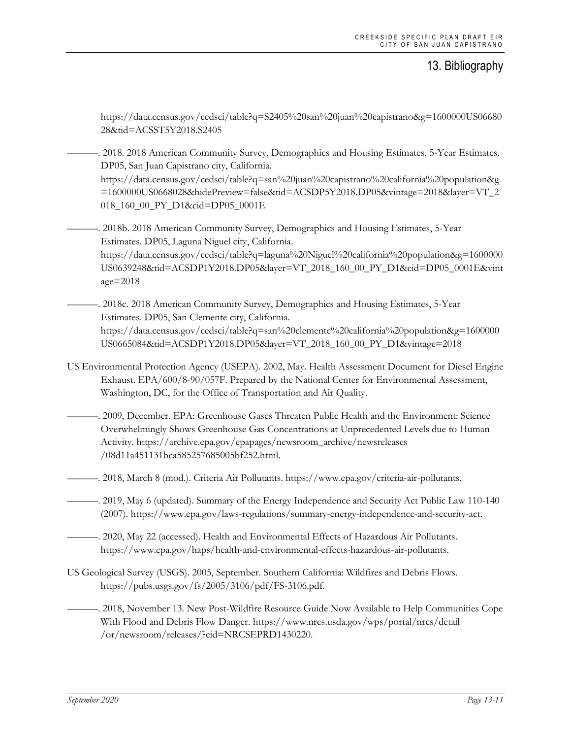https://data.census.gov/cedsci/table?q=S2405%20san%20juan%20capistrano&g=1600000US0668028&tid=ACSST5Y2018.S2405

———. 2018. 2018 American Community Survey, Demographics and Housing Estimates, 5-Year Estimates. DP05, San Juan Capistrano city, California. https://data.census.gov/cedsci/table?q=san%20juan%20capistrano%20california%20population&g=1600000US0668028&hidePreview=false&tid=ACSDP5Y2018.DP05&vintage=2018&layer=VT_2018_160_00_PY_D1&cid=DP05_0001E

———. 2018b. 2018 American Community Survey, Demographics and Housing Estimates, 5-Year Estimates. DP05, Laguna Niguel city, California. https://data.census.gov/cedsci/table?q=laguna%20Niguel%20california%20population&g=1600000US0639248&tid=ACSDP1Y2018.DP05&layer=VT_2018_160_00_PY_D1&cid=DP05_0001E&vintage=2018

———. 2018c. 2018 American Community Survey, Demographics and Housing Estimates, 5-Year Estimates. DP05, San Clemente city, California. https://data.census.gov/cedsci/table?q=san%20clemente%20california%20population&g=1600000US0665084&tid=ACSDP1Y2018.DP05&layer=VT_2018_160_00_PY_D1&vintage=2018

US Environmental Protection Agency (USEPA). 2002, May. Health Assessment Document for Diesel Engine Exhaust. EPA/600/8-90/057F. Prepared by the National Center for Environmental Assessment, Washington, DC, for the Office of Transportation and Air Quality.

———. 2009, December. EPA: Greenhouse Gases Threaten Public Health and the Environment: Science Overwhelmingly Shows Greenhouse Gas Concentrations at Unprecedented Levels due to Human Activity. https://archive.epa.gov/epapages/newsroom_archive/newsreleases/08d11a451131bca585257685005bf252.html.

———. 2018, March 8 (mod.). Criteria Air Pollutants. https://www.epa.gov/criteria-air-pollutants.

———. 2019, May 6 (updated). Summary of the Energy Independence and Security Act Public Law 110-140 (2007). https://www.epa.gov/laws-regulations/summary-energy-independence-and-security-act.

———. 2020, May 22 (accessed). Health and Environmental Effects of Hazardous Air Pollutants. https://www.epa.gov/haps/health-and-environmental-effects-hazardous-air-pollutants.

US Geological Survey (USGS). 2005, September. Southern California: Wildfires and Debris Flows. https://pubs.usgs.gov/fs/2005/3106/pdf/FS-3106.pdf.

———. 2018, November 13. New Post-Wildfire Resource Guide Now Available to Help Communities Cope With Flood and Debris Flow Danger. https://www.nrcs.usda.gov/wps/portal/nrcs/detail/or/newsroom/releases/?cid=NRCSEPRD1430220.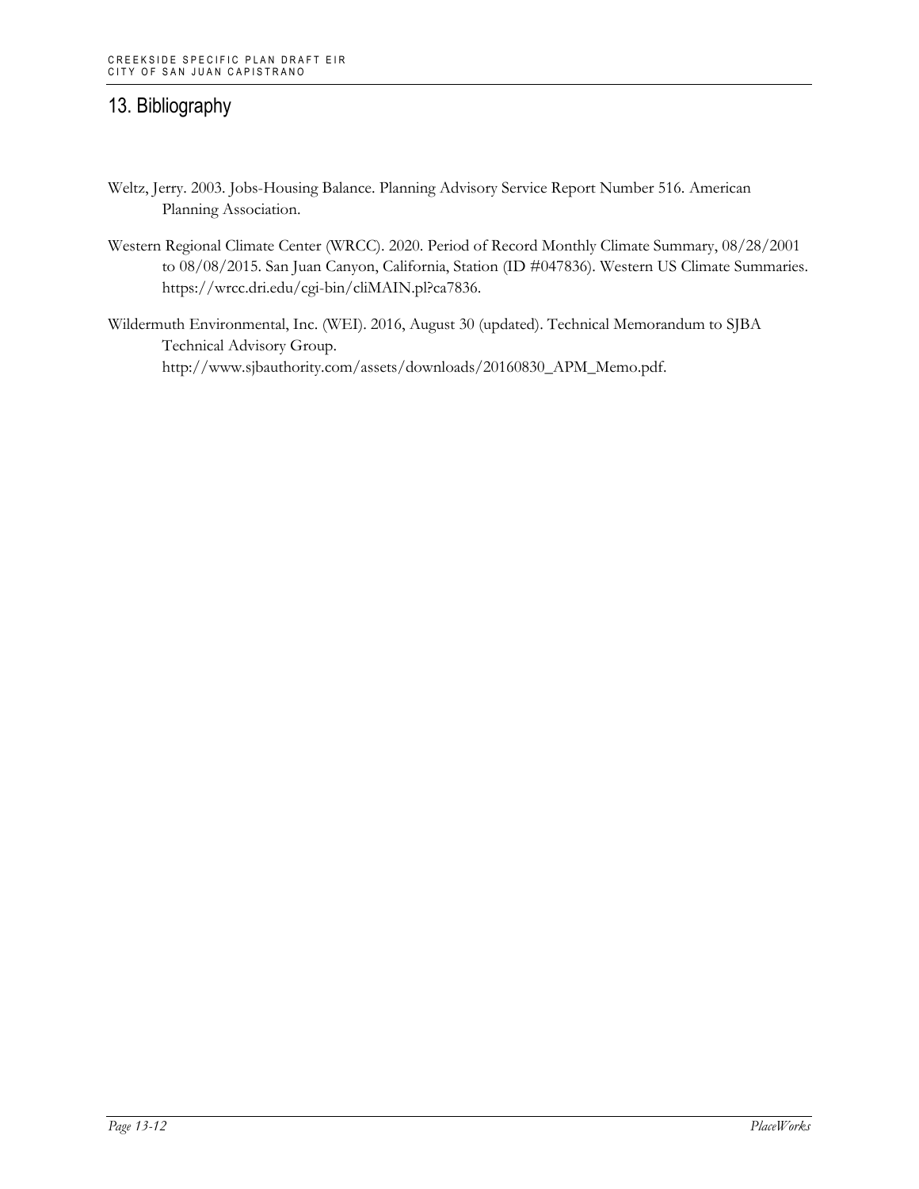# 13. Bibliography

Weltz, Jerry. 2003. Jobs-Housing Balance. Planning Advisory Service Report Number 516. American Planning Association.

Western Regional Climate Center (WRCC). 2020. Period of Record Monthly Climate Summary, 08/28/2001 to 08/08/2015. San Juan Canyon, California, Station (ID #047836). Western US Climate Summaries. https://wrcc.dri.edu/cgi-bin/cliMAIN.pl?ca7836.

Wildermuth Environmental, Inc. (WEI). 2016, August 30 (updated). Technical Memorandum to SJBA Technical Advisory Group. http://www.sjbauthority.com/assets/downloads/20160830_APM_Memo.pdf.